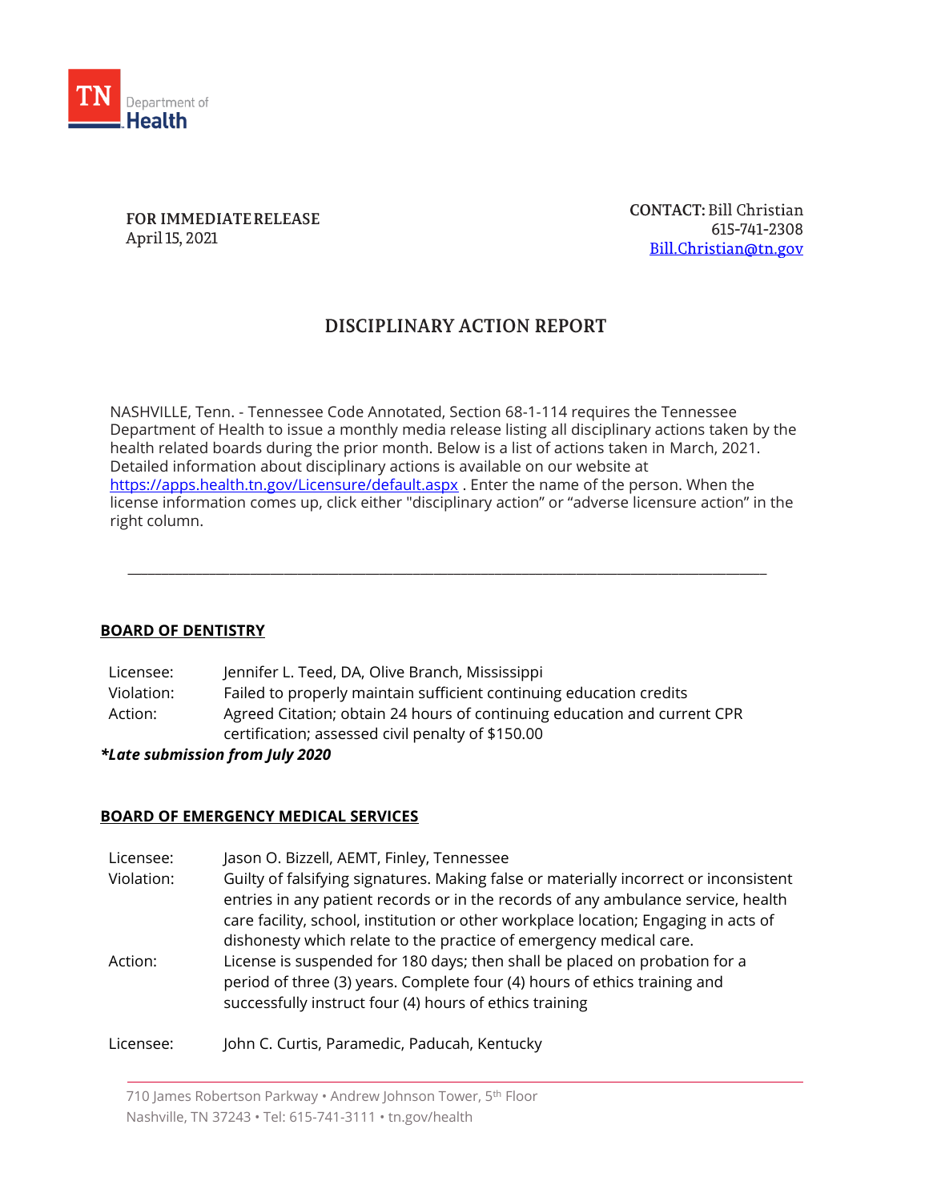TN Department of Health

**FOR IMMEDIATE RELEASE**
April 15, 2021

**CONTACT:** Bill Christian
615-741-2308
Bill.Christian@tn.gov

# DISCIPLINARY ACTION REPORT

NASHVILLE, Tenn. - Tennessee Code Annotated, Section 68-1-114 requires the Tennessee Department of Health to issue a monthly media release listing all disciplinary actions taken by the health related boards during the prior month. Below is a list of actions taken in March, 2021. Detailed information about disciplinary actions is available on our website at https://apps.health.tn.gov/Licensure/default.aspx . Enter the name of the person. When the license information comes up, click either "disciplinary action" or "adverse licensure action" in the right column.

---

## BOARD OF DENTISTRY

Licensee: Jennifer L. Teed, DA, Olive Branch, Mississippi
Violation: Failed to properly maintain sufficient continuing education credits
Action: Agreed Citation; obtain 24 hours of continuing education and current CPR certification; assessed civil penalty of $150.00

***Late submission from July 2020***

## BOARD OF EMERGENCY MEDICAL SERVICES

Licensee: Jason O. Bizzell, AEMT, Finley, Tennessee
Violation: Guilty of falsifying signatures. Making false or materially incorrect or inconsistent entries in any patient records or in the records of any ambulance service, health care facility, school, institution or other workplace location; Engaging in acts of dishonesty which relate to the practice of emergency medical care.
Action: License is suspended for 180 days; then shall be placed on probation for a period of three (3) years. Complete four (4) hours of ethics training and successfully instruct four (4) hours of ethics training

Licensee: John C. Curtis, Paramedic, Paducah, Kentucky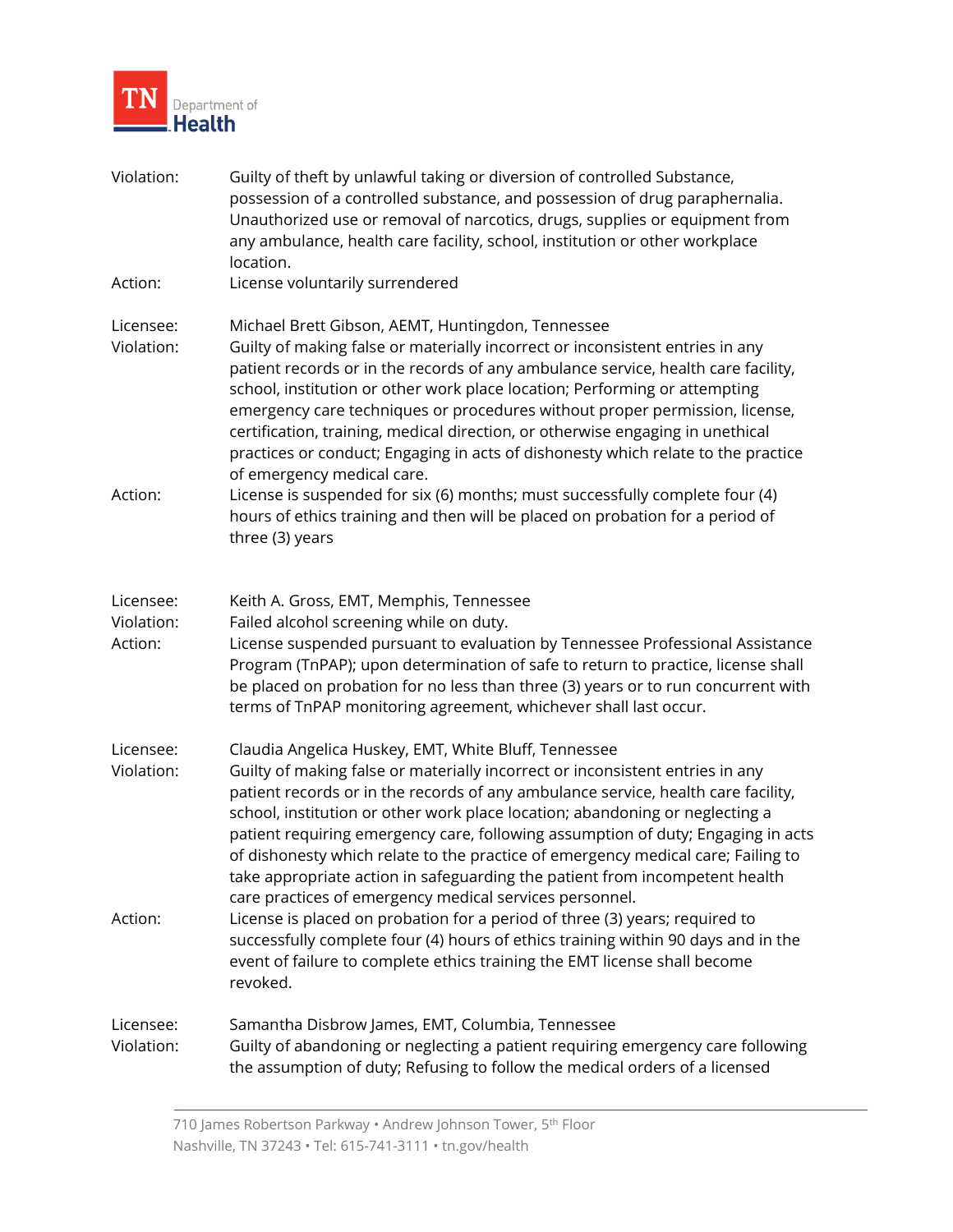Violation: Guilty of theft by unlawful taking or diversion of controlled Substance, possession of a controlled substance, and possession of drug paraphernalia. Unauthorized use or removal of narcotics, drugs, supplies or equipment from any ambulance, health care facility, school, institution or other workplace location.

Action: License voluntarily surrendered

Licensee: Michael Brett Gibson, AEMT, Huntingdon, Tennessee

Violation: Guilty of making false or materially incorrect or inconsistent entries in any patient records or in the records of any ambulance service, health care facility, school, institution or other work place location; Performing or attempting emergency care techniques or procedures without proper permission, license, certification, training, medical direction, or otherwise engaging in unethical practices or conduct; Engaging in acts of dishonesty which relate to the practice of emergency medical care.

Action: License is suspended for six (6) months; must successfully complete four (4) hours of ethics training and then will be placed on probation for a period of three (3) years

Licensee: Keith A. Gross, EMT, Memphis, Tennessee

Violation: Failed alcohol screening while on duty.

Action: License suspended pursuant to evaluation by Tennessee Professional Assistance Program (TnPAP); upon determination of safe to return to practice, license shall be placed on probation for no less than three (3) years or to run concurrent with terms of TnPAP monitoring agreement, whichever shall last occur.

Licensee: Claudia Angelica Huskey, EMT, White Bluff, Tennessee

Violation: Guilty of making false or materially incorrect or inconsistent entries in any patient records or in the records of any ambulance service, health care facility, school, institution or other work place location; abandoning or neglecting a patient requiring emergency care, following assumption of duty; Engaging in acts of dishonesty which relate to the practice of emergency medical care; Failing to take appropriate action in safeguarding the patient from incompetent health care practices of emergency medical services personnel.

Action: License is placed on probation for a period of three (3) years; required to successfully complete four (4) hours of ethics training within 90 days and in the event of failure to complete ethics training the EMT license shall become revoked.

Licensee: Samantha Disbrow James, EMT, Columbia, Tennessee

Violation: Guilty of abandoning or neglecting a patient requiring emergency care following the assumption of duty; Refusing to follow the medical orders of a licensed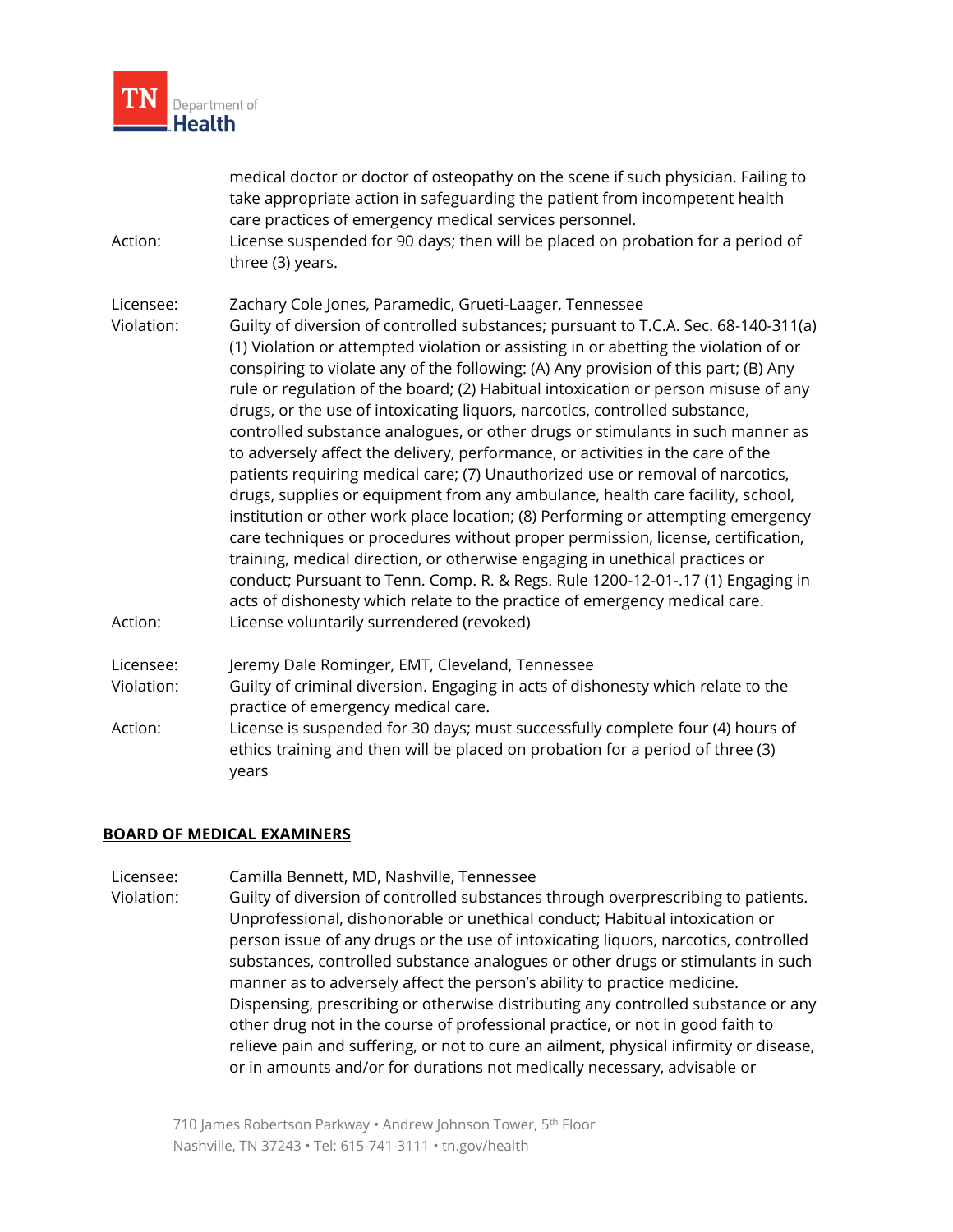medical doctor or doctor of osteopathy on the scene if such physician. Failing to take appropriate action in safeguarding the patient from incompetent health care practices of emergency medical services personnel.

Action: License suspended for 90 days; then will be placed on probation for a period of three (3) years.

Licensee: Zachary Cole Jones, Paramedic, Grueti-Laager, Tennessee

Violation: Guilty of diversion of controlled substances; pursuant to T.C.A. Sec. 68-140-311(a) (1) Violation or attempted violation or assisting in or abetting the violation of or conspiring to violate any of the following: (A) Any provision of this part; (B) Any rule or regulation of the board; (2) Habitual intoxication or person misuse of any drugs, or the use of intoxicating liquors, narcotics, controlled substance, controlled substance analogues, or other drugs or stimulants in such manner as to adversely affect the delivery, performance, or activities in the care of the patients requiring medical care; (7) Unauthorized use or removal of narcotics, drugs, supplies or equipment from any ambulance, health care facility, school, institution or other work place location; (8) Performing or attempting emergency care techniques or procedures without proper permission, license, certification, training, medical direction, or otherwise engaging in unethical practices or conduct; Pursuant to Tenn. Comp. R. & Regs. Rule 1200-12-01-.17 (1) Engaging in acts of dishonesty which relate to the practice of emergency medical care.

Action: License voluntarily surrendered (revoked)

Licensee: Jeremy Dale Rominger, EMT, Cleveland, Tennessee

Violation: Guilty of criminal diversion. Engaging in acts of dishonesty which relate to the practice of emergency medical care.

Action: License is suspended for 30 days; must successfully complete four (4) hours of ethics training and then will be placed on probation for a period of three (3) years

## BOARD OF MEDICAL EXAMINERS

Licensee: Camilla Bennett, MD, Nashville, Tennessee

Violation: Guilty of diversion of controlled substances through overprescribing to patients. Unprofessional, dishonorable or unethical conduct; Habitual intoxication or person issue of any drugs or the use of intoxicating liquors, narcotics, controlled substances, controlled substance analogues or other drugs or stimulants in such manner as to adversely affect the person's ability to practice medicine. Dispensing, prescribing or otherwise distributing any controlled substance or any other drug not in the course of professional practice, or not in good faith to relieve pain and suffering, or not to cure an ailment, physical infirmity or disease, or in amounts and/or for durations not medically necessary, advisable or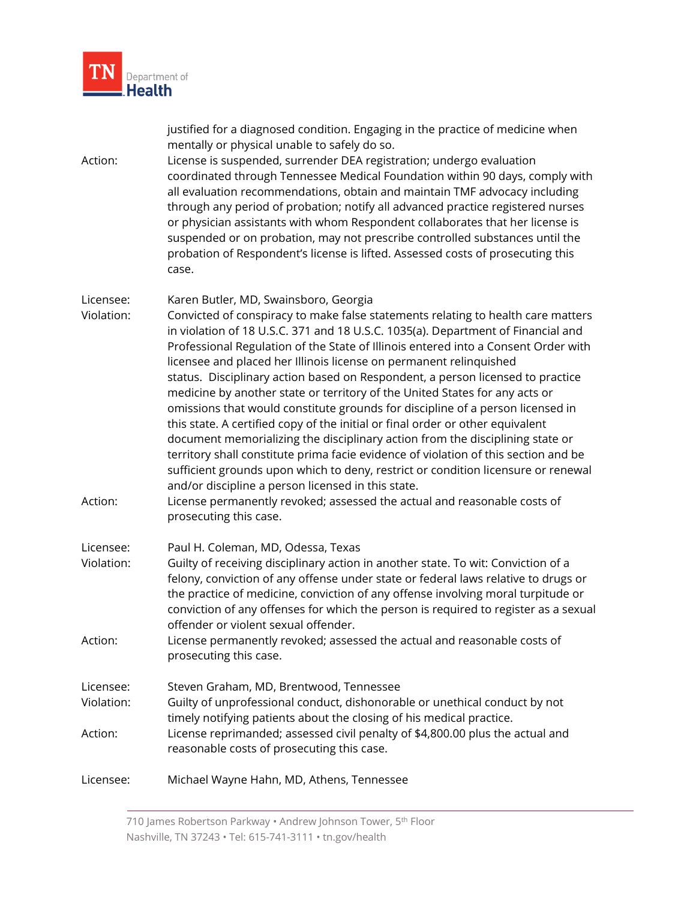justified for a diagnosed condition. Engaging in the practice of medicine when mentally or physical unable to safely do so.

Action: License is suspended, surrender DEA registration; undergo evaluation coordinated through Tennessee Medical Foundation within 90 days, comply with all evaluation recommendations, obtain and maintain TMF advocacy including through any period of probation; notify all advanced practice registered nurses or physician assistants with whom Respondent collaborates that her license is suspended or on probation, may not prescribe controlled substances until the probation of Respondent's license is lifted. Assessed costs of prosecuting this case.

Licensee: Karen Butler, MD, Swainsboro, Georgia

Violation: Convicted of conspiracy to make false statements relating to health care matters in violation of 18 U.S.C. 371 and 18 U.S.C. 1035(a). Department of Financial and Professional Regulation of the State of Illinois entered into a Consent Order with licensee and placed her Illinois license on permanent relinquished status. Disciplinary action based on Respondent, a person licensed to practice medicine by another state or territory of the United States for any acts or omissions that would constitute grounds for discipline of a person licensed in this state. A certified copy of the initial or final order or other equivalent document memorializing the disciplinary action from the disciplining state or territory shall constitute prima facie evidence of violation of this section and be sufficient grounds upon which to deny, restrict or condition licensure or renewal and/or discipline a person licensed in this state.

Action: License permanently revoked; assessed the actual and reasonable costs of prosecuting this case.

Licensee: Paul H. Coleman, MD, Odessa, Texas

Violation: Guilty of receiving disciplinary action in another state. To wit: Conviction of a felony, conviction of any offense under state or federal laws relative to drugs or the practice of medicine, conviction of any offense involving moral turpitude or conviction of any offenses for which the person is required to register as a sexual offender or violent sexual offender.

Action: License permanently revoked; assessed the actual and reasonable costs of prosecuting this case.

Licensee: Steven Graham, MD, Brentwood, Tennessee

Violation: Guilty of unprofessional conduct, dishonorable or unethical conduct by not timely notifying patients about the closing of his medical practice.

Action: License reprimanded; assessed civil penalty of $4,800.00 plus the actual and reasonable costs of prosecuting this case.

Licensee: Michael Wayne Hahn, MD, Athens, Tennessee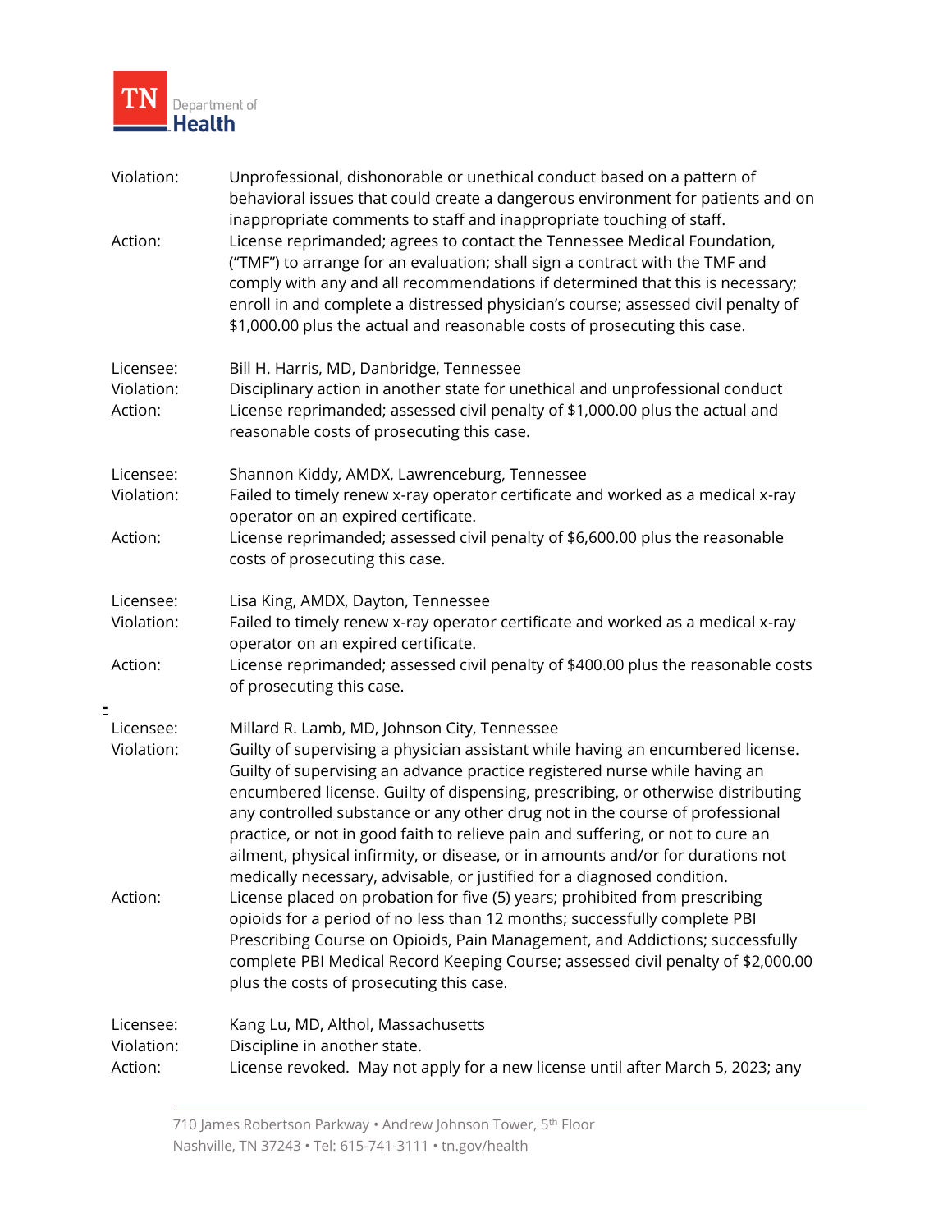Violation: Unprofessional, dishonorable or unethical conduct based on a pattern of behavioral issues that could create a dangerous environment for patients and on inappropriate comments to staff and inappropriate touching of staff.

Action: License reprimanded; agrees to contact the Tennessee Medical Foundation, ("TMF") to arrange for an evaluation; shall sign a contract with the TMF and comply with any and all recommendations if determined that this is necessary; enroll in and complete a distressed physician's course; assessed civil penalty of $1,000.00 plus the actual and reasonable costs of prosecuting this case.

Licensee: Bill H. Harris, MD, Danbridge, Tennessee

Violation: Disciplinary action in another state for unethical and unprofessional conduct

Action: License reprimanded; assessed civil penalty of $1,000.00 plus the actual and reasonable costs of prosecuting this case.

Licensee: Shannon Kiddy, AMDX, Lawrenceburg, Tennessee

Violation: Failed to timely renew x-ray operator certificate and worked as a medical x-ray operator on an expired certificate.

Action: License reprimanded; assessed civil penalty of $6,600.00 plus the reasonable costs of prosecuting this case.

Licensee: Lisa King, AMDX, Dayton, Tennessee

Violation: Failed to timely renew x-ray operator certificate and worked as a medical x-ray operator on an expired certificate.

Action: License reprimanded; assessed civil penalty of $400.00 plus the reasonable costs of prosecuting this case.

Licensee: Millard R. Lamb, MD, Johnson City, Tennessee

Violation: Guilty of supervising a physician assistant while having an encumbered license. Guilty of supervising an advance practice registered nurse while having an encumbered license. Guilty of dispensing, prescribing, or otherwise distributing any controlled substance or any other drug not in the course of professional practice, or not in good faith to relieve pain and suffering, or not to cure an ailment, physical infirmity, or disease, or in amounts and/or for durations not medically necessary, advisable, or justified for a diagnosed condition.

Action: License placed on probation for five (5) years; prohibited from prescribing opioids for a period of no less than 12 months; successfully complete PBI Prescribing Course on Opioids, Pain Management, and Addictions; successfully complete PBI Medical Record Keeping Course; assessed civil penalty of $2,000.00 plus the costs of prosecuting this case.

Licensee: Kang Lu, MD, Althol, Massachusetts

Violation: Discipline in another state.

Action: License revoked. May not apply for a new license until after March 5, 2023; any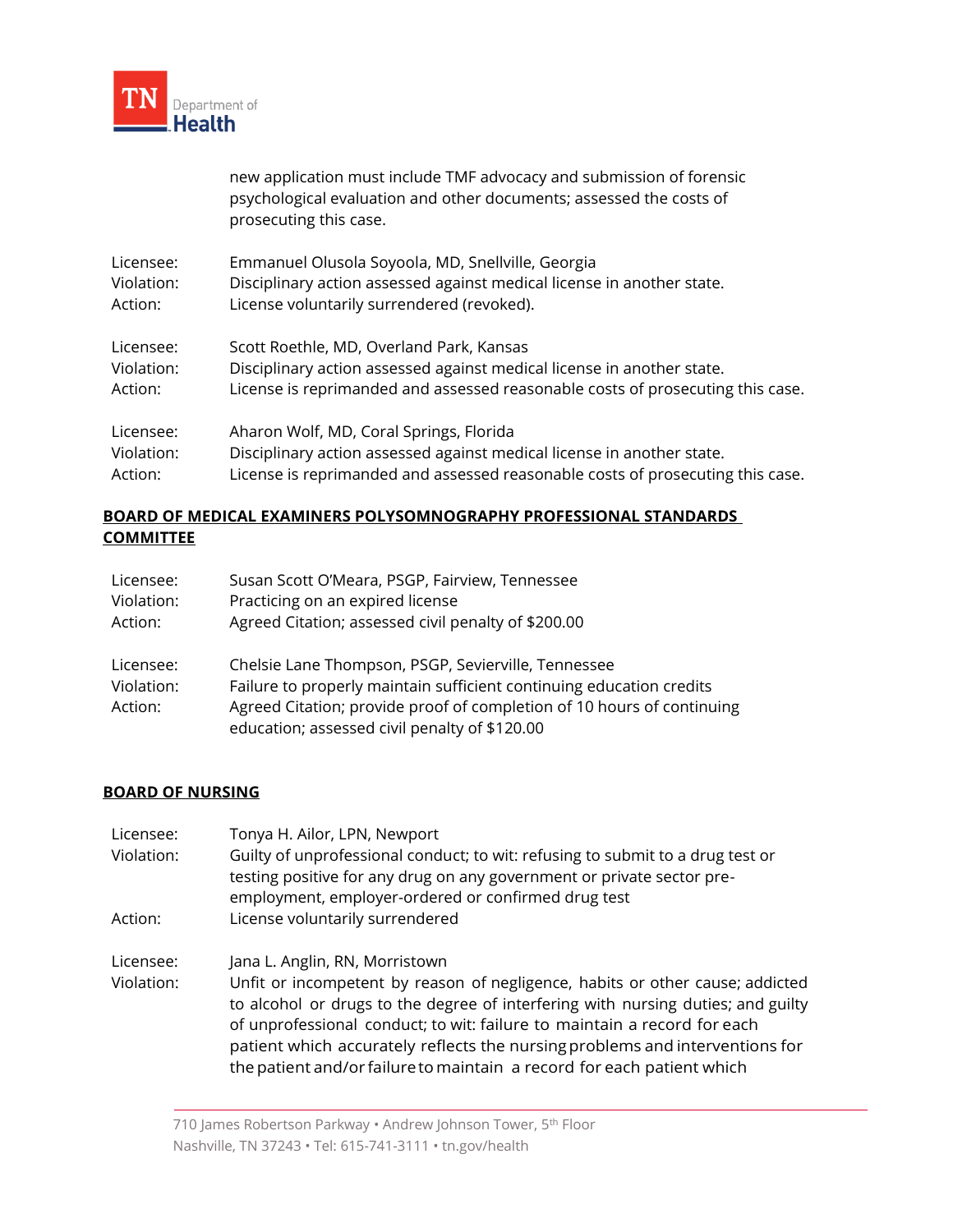new application must include TMF advocacy and submission of forensic psychological evaluation and other documents; assessed the costs of prosecuting this case.

Licensee: Emmanuel Olusola Soyoola, MD, Snellville, Georgia
Violation: Disciplinary action assessed against medical license in another state.
Action: License voluntarily surrendered (revoked).

Licensee: Scott Roethle, MD, Overland Park, Kansas
Violation: Disciplinary action assessed against medical license in another state.
Action: License is reprimanded and assessed reasonable costs of prosecuting this case.

Licensee: Aharon Wolf, MD, Coral Springs, Florida
Violation: Disciplinary action assessed against medical license in another state.
Action: License is reprimanded and assessed reasonable costs of prosecuting this case.

**BOARD OF MEDICAL EXAMINERS POLYSOMNOGRAPHY PROFESSIONAL STANDARDS COMMITTEE**

Licensee: Susan Scott O'Meara, PSGP, Fairview, Tennessee
Violation: Practicing on an expired license
Action: Agreed Citation; assessed civil penalty of $200.00

Licensee: Chelsie Lane Thompson, PSGP, Sevierville, Tennessee
Violation: Failure to properly maintain sufficient continuing education credits
Action: Agreed Citation; provide proof of completion of 10 hours of continuing education; assessed civil penalty of $120.00

**BOARD OF NURSING**

Licensee: Tonya H. Ailor, LPN, Newport
Violation: Guilty of unprofessional conduct; to wit: refusing to submit to a drug test or testing positive for any drug on any government or private sector pre-employment, employer-ordered or confirmed drug test
Action: License voluntarily surrendered

Licensee: Jana L. Anglin, RN, Morristown
Violation: Unfit or incompetent by reason of negligence, habits or other cause; addicted to alcohol or drugs to the degree of interfering with nursing duties; and guilty of unprofessional conduct; to wit: failure to maintain a record for each patient which accurately reflects the nursing problems and interventions for the patient and/or failure to maintain a record for each patient which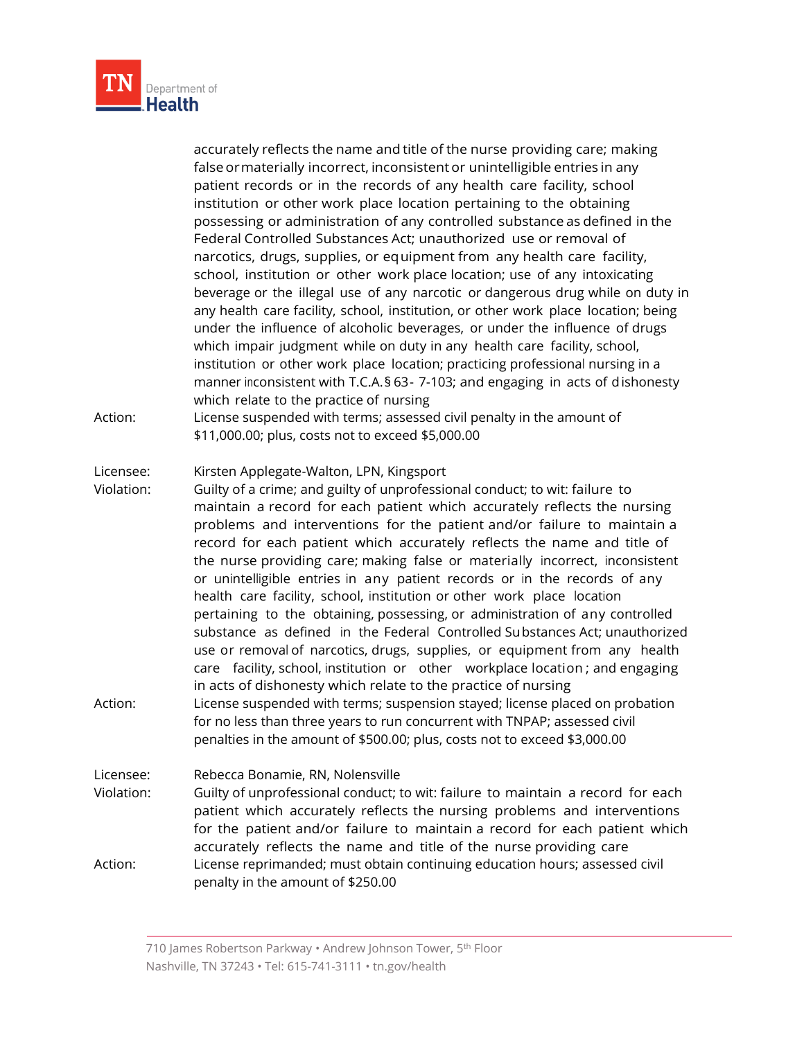accurately reflects the name and title of the nurse providing care; making false or materially incorrect, inconsistent or unintelligible entries in any patient records or in the records of any health care facility, school institution or other work place location pertaining to the obtaining possessing or administration of any controlled substance as defined in the Federal Controlled Substances Act; unauthorized use or removal of narcotics, drugs, supplies, or equipment from any health care facility, school, institution or other work place location; use of any intoxicating beverage or the illegal use of any narcotic or dangerous drug while on duty in any health care facility, school, institution, or other work place location; being under the influence of alcoholic beverages, or under the influence of drugs which impair judgment while on duty in any health care facility, school, institution or other work place location; practicing professional nursing in a manner inconsistent with T.C.A. § 63- 7-103; and engaging in acts of dishonesty which relate to the practice of nursing

Action: License suspended with terms; assessed civil penalty in the amount of $11,000.00; plus, costs not to exceed $5,000.00

Licensee: Kirsten Applegate-Walton, LPN, Kingsport

Violation: Guilty of a crime; and guilty of unprofessional conduct; to wit: failure to maintain a record for each patient which accurately reflects the nursing problems and interventions for the patient and/or failure to maintain a record for each patient which accurately reflects the name and title of the nurse providing care; making false or materially incorrect, inconsistent or unintelligible entries in any patient records or in the records of any health care facility, school, institution or other work place location pertaining to the obtaining, possessing, or administration of any controlled substance as defined in the Federal Controlled Substances Act; unauthorized use or removal of narcotics, drugs, supplies, or equipment from any health care facility, school, institution or other workplace location; and engaging in acts of dishonesty which relate to the practice of nursing

Action: License suspended with terms; suspension stayed; license placed on probation for no less than three years to run concurrent with TNPAP; assessed civil penalties in the amount of $500.00; plus, costs not to exceed $3,000.00

Licensee: Rebecca Bonamie, RN, Nolensville

Violation: Guilty of unprofessional conduct; to wit: failure to maintain a record for each patient which accurately reflects the nursing problems and interventions for the patient and/or failure to maintain a record for each patient which accurately reflects the name and title of the nurse providing care

Action: License reprimanded; must obtain continuing education hours; assessed civil penalty in the amount of $250.00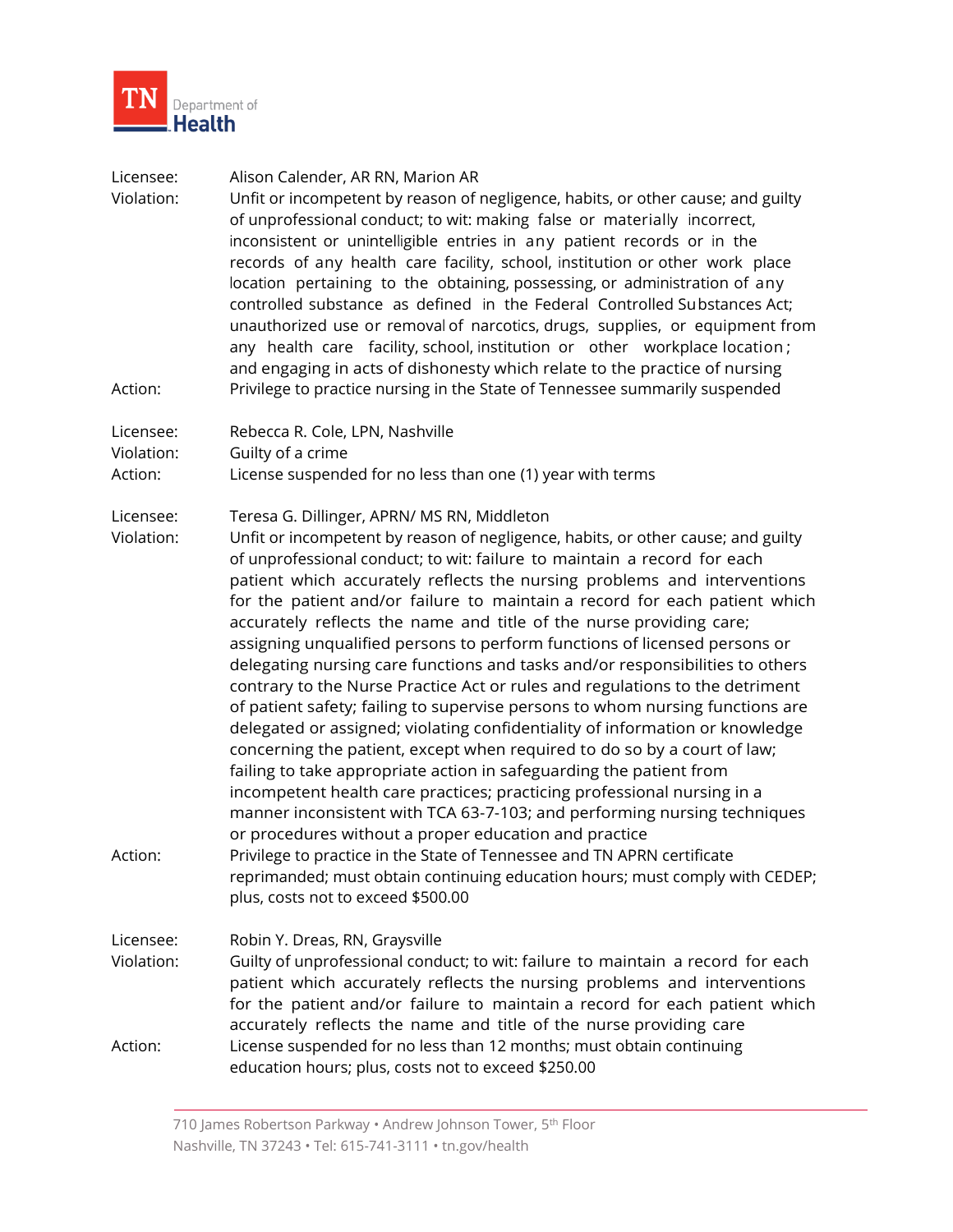Licensee: Alison Calender, AR RN, Marion AR
Violation: Unfit or incompetent by reason of negligence, habits, or other cause; and guilty of unprofessional conduct; to wit: making false or materially incorrect, inconsistent or unintelligible entries in any patient records or in the records of any health care facility, school, institution or other work place location pertaining to the obtaining, possessing, or administration of any controlled substance as defined in the Federal Controlled Substances Act; unauthorized use or removal of narcotics, drugs, supplies, or equipment from any health care facility, school, institution or other workplace location; and engaging in acts of dishonesty which relate to the practice of nursing
Action: Privilege to practice nursing in the State of Tennessee summarily suspended

Licensee: Rebecca R. Cole, LPN, Nashville
Violation: Guilty of a crime
Action: License suspended for no less than one (1) year with terms

Licensee: Teresa G. Dillinger, APRN/ MS RN, Middleton
Violation: Unfit or incompetent by reason of negligence, habits, or other cause; and guilty of unprofessional conduct; to wit: failure to maintain a record for each patient which accurately reflects the nursing problems and interventions for the patient and/or failure to maintain a record for each patient which accurately reflects the name and title of the nurse providing care; assigning unqualified persons to perform functions of licensed persons or delegating nursing care functions and tasks and/or responsibilities to others contrary to the Nurse Practice Act or rules and regulations to the detriment of patient safety; failing to supervise persons to whom nursing functions are delegated or assigned; violating confidentiality of information or knowledge concerning the patient, except when required to do so by a court of law; failing to take appropriate action in safeguarding the patient from incompetent health care practices; practicing professional nursing in a manner inconsistent with TCA 63-7-103; and performing nursing techniques or procedures without a proper education and practice
Action: Privilege to practice in the State of Tennessee and TN APRN certificate reprimanded; must obtain continuing education hours; must comply with CEDEP; plus, costs not to exceed $500.00

Licensee: Robin Y. Dreas, RN, Graysville
Violation: Guilty of unprofessional conduct; to wit: failure to maintain a record for each patient which accurately reflects the nursing problems and interventions for the patient and/or failure to maintain a record for each patient which accurately reflects the name and title of the nurse providing care
Action: License suspended for no less than 12 months; must obtain continuing education hours; plus, costs not to exceed $250.00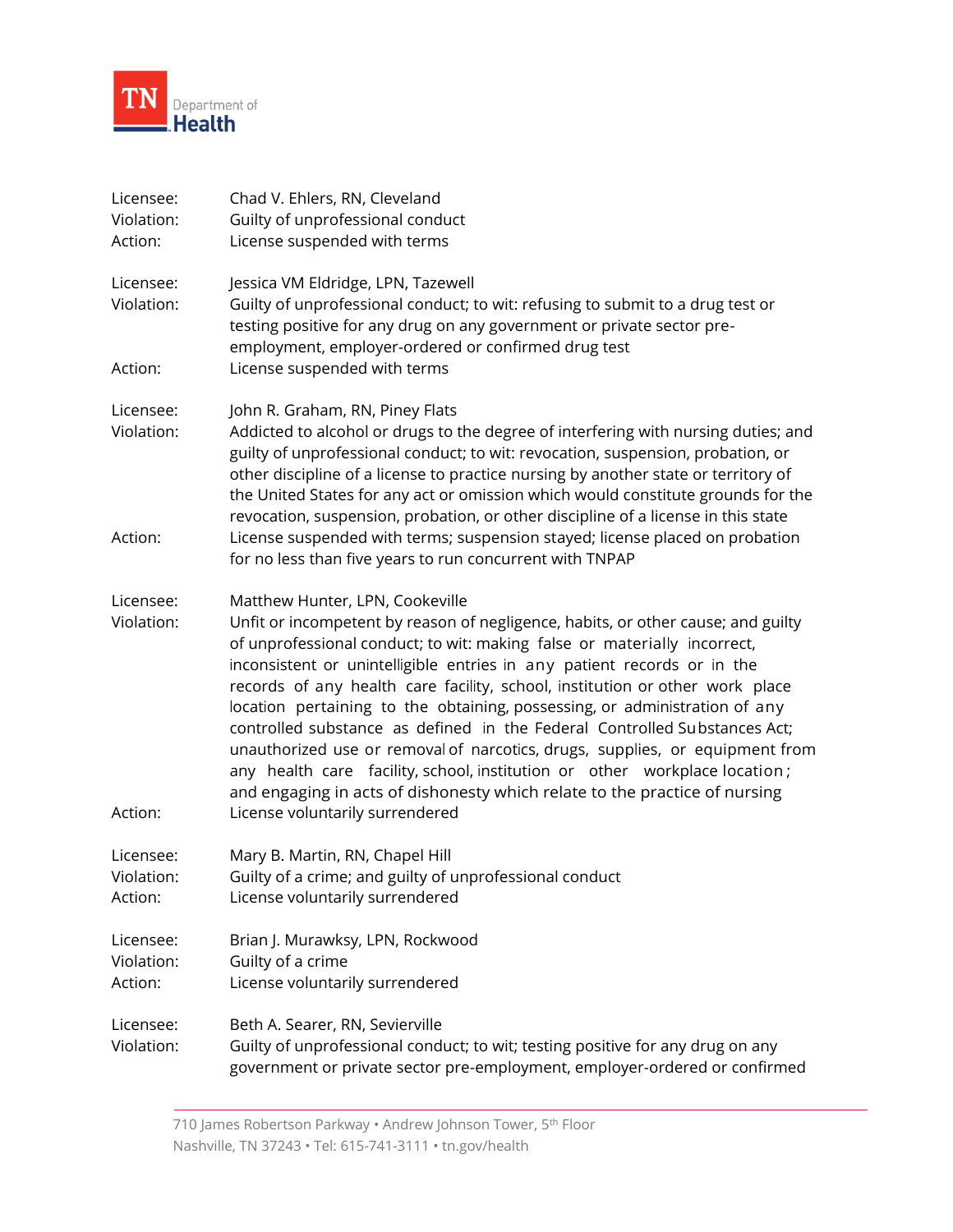Licensee: Chad V. Ehlers, RN, Cleveland
Violation: Guilty of unprofessional conduct
Action: License suspended with terms

Licensee: Jessica VM Eldridge, LPN, Tazewell
Violation: Guilty of unprofessional conduct; to wit: refusing to submit to a drug test or testing positive for any drug on any government or private sector pre-employment, employer-ordered or confirmed drug test
Action: License suspended with terms

Licensee: John R. Graham, RN, Piney Flats
Violation: Addicted to alcohol or drugs to the degree of interfering with nursing duties; and guilty of unprofessional conduct; to wit: revocation, suspension, probation, or other discipline of a license to practice nursing by another state or territory of the United States for any act or omission which would constitute grounds for the revocation, suspension, probation, or other discipline of a license in this state
Action: License suspended with terms; suspension stayed; license placed on probation for no less than five years to run concurrent with TNPAP

Licensee: Matthew Hunter, LPN, Cookeville
Violation: Unfit or incompetent by reason of negligence, habits, or other cause; and guilty of unprofessional conduct; to wit: making false or materially incorrect, inconsistent or unintelligible entries in any patient records or in the records of any health care facility, school, institution or other work place location pertaining to the obtaining, possessing, or administration of any controlled substance as defined in the Federal Controlled Substances Act; unauthorized use or removal of narcotics, drugs, supplies, or equipment from any health care facility, school, institution or other workplace location; and engaging in acts of dishonesty which relate to the practice of nursing
Action: License voluntarily surrendered

Licensee: Mary B. Martin, RN, Chapel Hill
Violation: Guilty of a crime; and guilty of unprofessional conduct
Action: License voluntarily surrendered

Licensee: Brian J. Murawksy, LPN, Rockwood
Violation: Guilty of a crime
Action: License voluntarily surrendered

Licensee: Beth A. Searer, RN, Sevierville
Violation: Guilty of unprofessional conduct; to wit; testing positive for any drug on any government or private sector pre-employment, employer-ordered or confirmed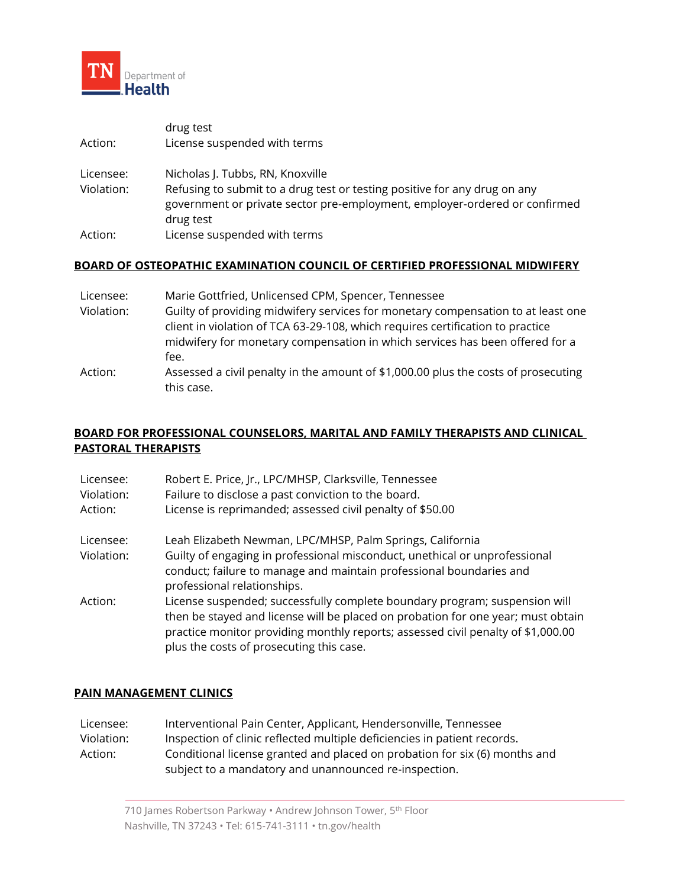drug test
Action: License suspended with terms

Licensee: Nicholas J. Tubbs, RN, Knoxville
Violation: Refusing to submit to a drug test or testing positive for any drug on any government or private sector pre-employment, employer-ordered or confirmed drug test
Action: License suspended with terms

**BOARD OF OSTEOPATHIC EXAMINATION COUNCIL OF CERTIFIED PROFESSIONAL MIDWIFERY**

Licensee: Marie Gottfried, Unlicensed CPM, Spencer, Tennessee
Violation: Guilty of providing midwifery services for monetary compensation to at least one client in violation of TCA 63-29-108, which requires certification to practice midwifery for monetary compensation in which services has been offered for a fee.
Action: Assessed a civil penalty in the amount of $1,000.00 plus the costs of prosecuting this case.

**BOARD FOR PROFESSIONAL COUNSELORS, MARITAL AND FAMILY THERAPISTS AND CLINICAL PASTORAL THERAPISTS**

Licensee: Robert E. Price, Jr., LPC/MHSP, Clarksville, Tennessee
Violation: Failure to disclose a past conviction to the board.
Action: License is reprimanded; assessed civil penalty of $50.00

Licensee: Leah Elizabeth Newman, LPC/MHSP, Palm Springs, California
Violation: Guilty of engaging in professional misconduct, unethical or unprofessional conduct; failure to manage and maintain professional boundaries and professional relationships.
Action: License suspended; successfully complete boundary program; suspension will then be stayed and license will be placed on probation for one year; must obtain practice monitor providing monthly reports; assessed civil penalty of $1,000.00 plus the costs of prosecuting this case.

**PAIN MANAGEMENT CLINICS**

Licensee: Interventional Pain Center, Applicant, Hendersonville, Tennessee
Violation: Inspection of clinic reflected multiple deficiencies in patient records.
Action: Conditional license granted and placed on probation for six (6) months and subject to a mandatory and unannounced re-inspection.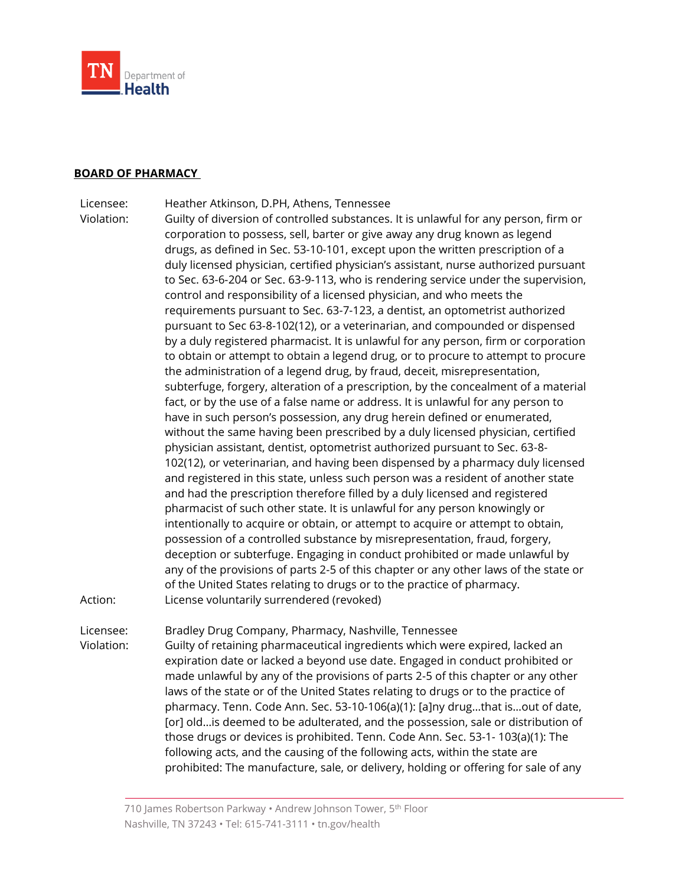**BOARD OF PHARMACY**

Licensee: Heather Atkinson, D.PH, Athens, Tennessee

Violation: Guilty of diversion of controlled substances. It is unlawful for any person, firm or corporation to possess, sell, barter or give away any drug known as legend drugs, as defined in Sec. 53-10-101, except upon the written prescription of a duly licensed physician, certified physician's assistant, nurse authorized pursuant to Sec. 63-6-204 or Sec. 63-9-113, who is rendering service under the supervision, control and responsibility of a licensed physician, and who meets the requirements pursuant to Sec. 63-7-123, a dentist, an optometrist authorized pursuant to Sec 63-8-102(12), or a veterinarian, and compounded or dispensed by a duly registered pharmacist. It is unlawful for any person, firm or corporation to obtain or attempt to obtain a legend drug, or to procure to attempt to procure the administration of a legend drug, by fraud, deceit, misrepresentation, subterfuge, forgery, alteration of a prescription, by the concealment of a material fact, or by the use of a false name or address. It is unlawful for any person to have in such person's possession, any drug herein defined or enumerated, without the same having been prescribed by a duly licensed physician, certified physician assistant, dentist, optometrist authorized pursuant to Sec. 63-8-102(12), or veterinarian, and having been dispensed by a pharmacy duly licensed and registered in this state, unless such person was a resident of another state and had the prescription therefore filled by a duly licensed and registered pharmacist of such other state. It is unlawful for any person knowingly or intentionally to acquire or obtain, or attempt to acquire or attempt to obtain, possession of a controlled substance by misrepresentation, fraud, forgery, deception or subterfuge. Engaging in conduct prohibited or made unlawful by any of the provisions of parts 2-5 of this chapter or any other laws of the state or of the United States relating to drugs or to the practice of pharmacy.

Action: License voluntarily surrendered (revoked)

Licensee: Bradley Drug Company, Pharmacy, Nashville, Tennessee

Violation: Guilty of retaining pharmaceutical ingredients which were expired, lacked an expiration date or lacked a beyond use date. Engaged in conduct prohibited or made unlawful by any of the provisions of parts 2-5 of this chapter or any other laws of the state or of the United States relating to drugs or to the practice of pharmacy. Tenn. Code Ann. Sec. 53-10-106(a)(1): [a]ny drug…that is…out of date, [or] old…is deemed to be adulterated, and the possession, sale or distribution of those drugs or devices is prohibited. Tenn. Code Ann. Sec. 53-1- 103(a)(1): The following acts, and the causing of the following acts, within the state are prohibited: The manufacture, sale, or delivery, holding or offering for sale of any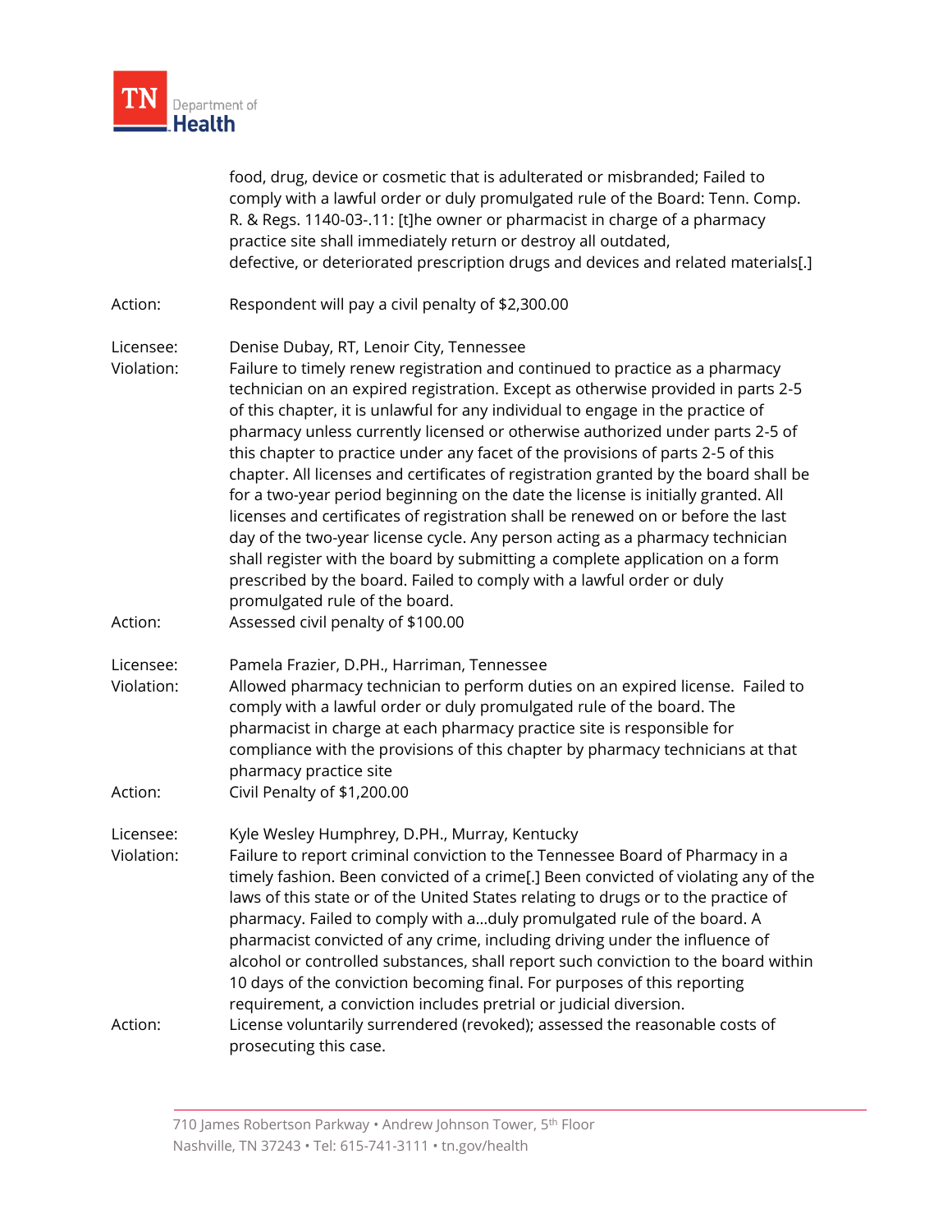food, drug, device or cosmetic that is adulterated or misbranded; Failed to comply with a lawful order or duly promulgated rule of the Board: Tenn. Comp. R. & Regs. 1140-03-.11: [t]he owner or pharmacist in charge of a pharmacy practice site shall immediately return or destroy all outdated, defective, or deteriorated prescription drugs and devices and related materials[.]

Action: Respondent will pay a civil penalty of $2,300.00

Licensee: Denise Dubay, RT, Lenoir City, Tennessee
Violation: Failure to timely renew registration and continued to practice as a pharmacy technician on an expired registration. Except as otherwise provided in parts 2-5 of this chapter, it is unlawful for any individual to engage in the practice of pharmacy unless currently licensed or otherwise authorized under parts 2-5 of this chapter to practice under any facet of the provisions of parts 2-5 of this chapter. All licenses and certificates of registration granted by the board shall be for a two-year period beginning on the date the license is initially granted. All licenses and certificates of registration shall be renewed on or before the last day of the two-year license cycle. Any person acting as a pharmacy technician shall register with the board by submitting a complete application on a form prescribed by the board. Failed to comply with a lawful order or duly promulgated rule of the board.
Action: Assessed civil penalty of $100.00

Licensee: Pamela Frazier, D.PH., Harriman, Tennessee
Violation: Allowed pharmacy technician to perform duties on an expired license. Failed to comply with a lawful order or duly promulgated rule of the board. The pharmacist in charge at each pharmacy practice site is responsible for compliance with the provisions of this chapter by pharmacy technicians at that pharmacy practice site
Action: Civil Penalty of $1,200.00

Licensee: Kyle Wesley Humphrey, D.PH., Murray, Kentucky
Violation: Failure to report criminal conviction to the Tennessee Board of Pharmacy in a timely fashion. Been convicted of a crime[.] Been convicted of violating any of the laws of this state or of the United States relating to drugs or to the practice of pharmacy. Failed to comply with a…duly promulgated rule of the board. A pharmacist convicted of any crime, including driving under the influence of alcohol or controlled substances, shall report such conviction to the board within 10 days of the conviction becoming final. For purposes of this reporting requirement, a conviction includes pretrial or judicial diversion.
Action: License voluntarily surrendered (revoked); assessed the reasonable costs of prosecuting this case.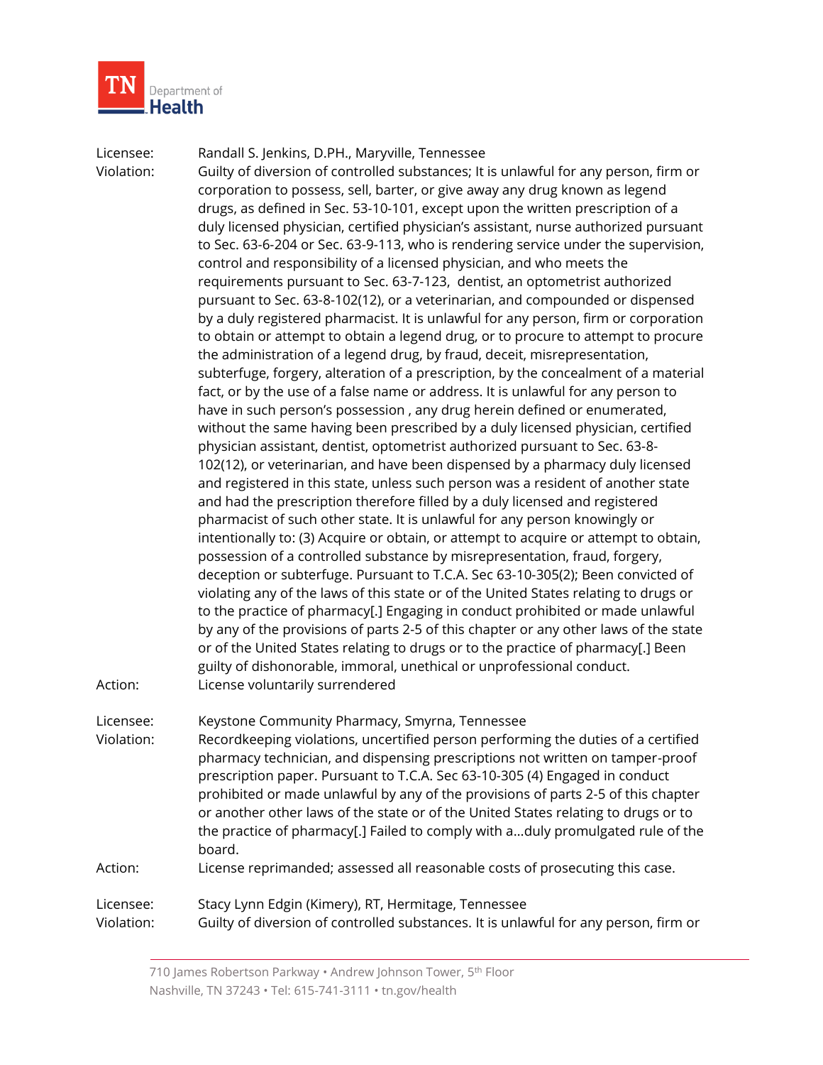Licensee: Randall S. Jenkins, D.PH., Maryville, Tennessee

Violation: Guilty of diversion of controlled substances; It is unlawful for any person, firm or corporation to possess, sell, barter, or give away any drug known as legend drugs, as defined in Sec. 53-10-101, except upon the written prescription of a duly licensed physician, certified physician's assistant, nurse authorized pursuant to Sec. 63-6-204 or Sec. 63-9-113, who is rendering service under the supervision, control and responsibility of a licensed physician, and who meets the requirements pursuant to Sec. 63-7-123, dentist, an optometrist authorized pursuant to Sec. 63-8-102(12), or a veterinarian, and compounded or dispensed by a duly registered pharmacist. It is unlawful for any person, firm or corporation to obtain or attempt to obtain a legend drug, or to procure to attempt to procure the administration of a legend drug, by fraud, deceit, misrepresentation, subterfuge, forgery, alteration of a prescription, by the concealment of a material fact, or by the use of a false name or address. It is unlawful for any person to have in such person's possession , any drug herein defined or enumerated, without the same having been prescribed by a duly licensed physician, certified physician assistant, dentist, optometrist authorized pursuant to Sec. 63-8-102(12), or veterinarian, and have been dispensed by a pharmacy duly licensed and registered in this state, unless such person was a resident of another state and had the prescription therefore filled by a duly licensed and registered pharmacist of such other state. It is unlawful for any person knowingly or intentionally to: (3) Acquire or obtain, or attempt to acquire or attempt to obtain, possession of a controlled substance by misrepresentation, fraud, forgery, deception or subterfuge. Pursuant to T.C.A. Sec 63-10-305(2); Been convicted of violating any of the laws of this state or of the United States relating to drugs or to the practice of pharmacy[.] Engaging in conduct prohibited or made unlawful by any of the provisions of parts 2-5 of this chapter or any other laws of the state or of the United States relating to drugs or to the practice of pharmacy[.] Been guilty of dishonorable, immoral, unethical or unprofessional conduct.

Action: License voluntarily surrendered

Licensee: Keystone Community Pharmacy, Smyrna, Tennessee

Violation: Recordkeeping violations, uncertified person performing the duties of a certified pharmacy technician, and dispensing prescriptions not written on tamper-proof prescription paper. Pursuant to T.C.A. Sec 63-10-305 (4) Engaged in conduct prohibited or made unlawful by any of the provisions of parts 2-5 of this chapter or another other laws of the state or of the United States relating to drugs or to the practice of pharmacy[.] Failed to comply with a…duly promulgated rule of the board.

Action: License reprimanded; assessed all reasonable costs of prosecuting this case.

Licensee: Stacy Lynn Edgin (Kimery), RT, Hermitage, Tennessee

Violation: Guilty of diversion of controlled substances. It is unlawful for any person, firm or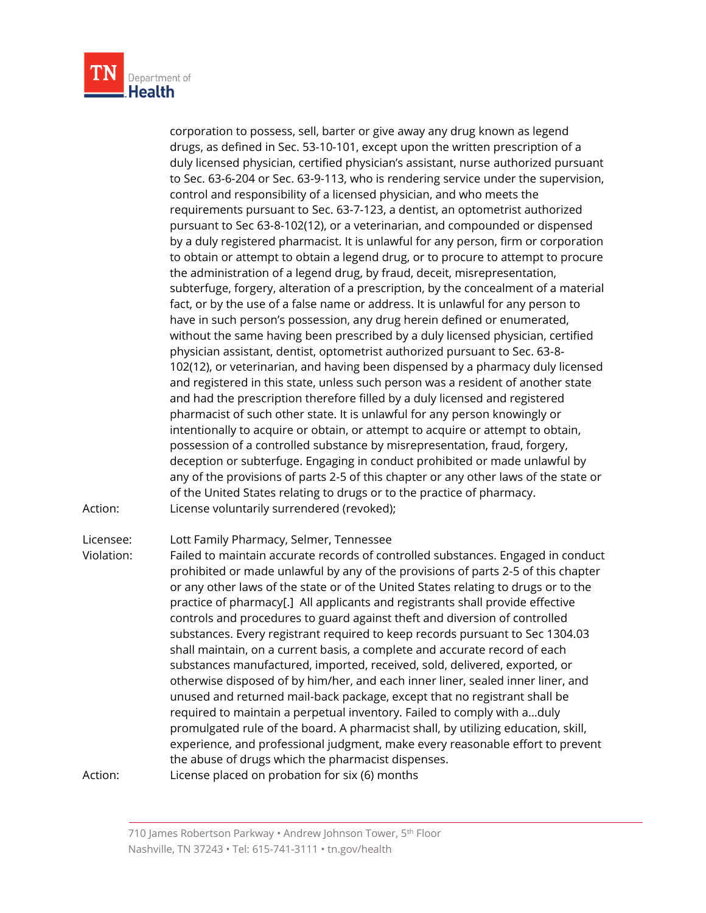corporation to possess, sell, barter or give away any drug known as legend drugs, as defined in Sec. 53-10-101, except upon the written prescription of a duly licensed physician, certified physician's assistant, nurse authorized pursuant to Sec. 63-6-204 or Sec. 63-9-113, who is rendering service under the supervision, control and responsibility of a licensed physician, and who meets the requirements pursuant to Sec. 63-7-123, a dentist, an optometrist authorized pursuant to Sec 63-8-102(12), or a veterinarian, and compounded or dispensed by a duly registered pharmacist. It is unlawful for any person, firm or corporation to obtain or attempt to obtain a legend drug, or to procure to attempt to procure the administration of a legend drug, by fraud, deceit, misrepresentation, subterfuge, forgery, alteration of a prescription, by the concealment of a material fact, or by the use of a false name or address. It is unlawful for any person to have in such person's possession, any drug herein defined or enumerated, without the same having been prescribed by a duly licensed physician, certified physician assistant, dentist, optometrist authorized pursuant to Sec. 63-8-102(12), or veterinarian, and having been dispensed by a pharmacy duly licensed and registered in this state, unless such person was a resident of another state and had the prescription therefore filled by a duly licensed and registered pharmacist of such other state. It is unlawful for any person knowingly or intentionally to acquire or obtain, or attempt to acquire or attempt to obtain, possession of a controlled substance by misrepresentation, fraud, forgery, deception or subterfuge. Engaging in conduct prohibited or made unlawful by any of the provisions of parts 2-5 of this chapter or any other laws of the state or of the United States relating to drugs or to the practice of pharmacy.

Action: License voluntarily surrendered (revoked);

Licensee: Lott Family Pharmacy, Selmer, Tennessee

Violation: Failed to maintain accurate records of controlled substances. Engaged in conduct prohibited or made unlawful by any of the provisions of parts 2-5 of this chapter or any other laws of the state or of the United States relating to drugs or to the practice of pharmacy[.] All applicants and registrants shall provide effective controls and procedures to guard against theft and diversion of controlled substances. Every registrant required to keep records pursuant to Sec 1304.03 shall maintain, on a current basis, a complete and accurate record of each substances manufactured, imported, received, sold, delivered, exported, or otherwise disposed of by him/her, and each inner liner, sealed inner liner, and unused and returned mail-back package, except that no registrant shall be required to maintain a perpetual inventory. Failed to comply with a…duly promulgated rule of the board. A pharmacist shall, by utilizing education, skill, experience, and professional judgment, make every reasonable effort to prevent the abuse of drugs which the pharmacist dispenses.

Action: License placed on probation for six (6) months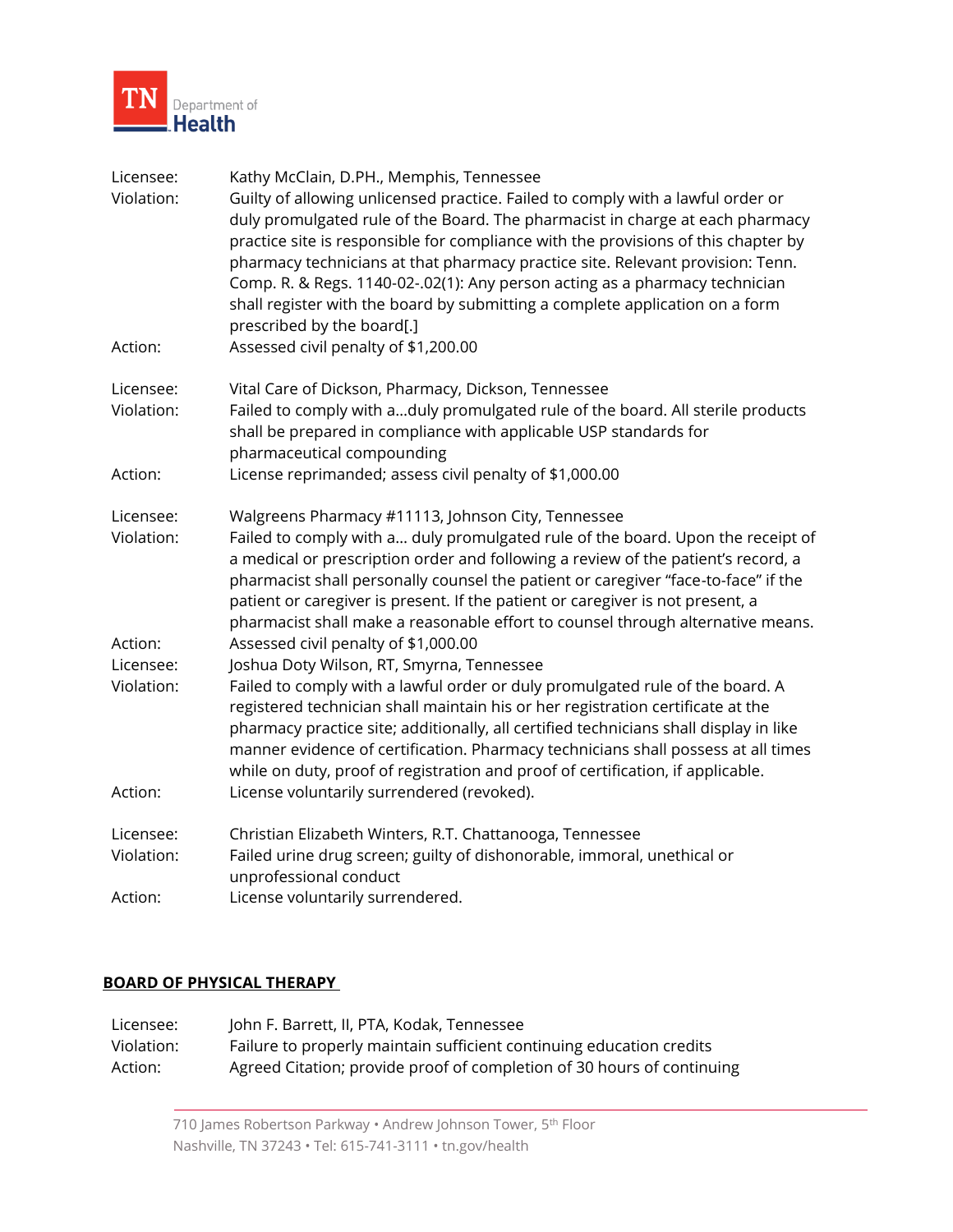Licensee: Kathy McClain, D.PH., Memphis, Tennessee
Violation: Guilty of allowing unlicensed practice. Failed to comply with a lawful order or duly promulgated rule of the Board. The pharmacist in charge at each pharmacy practice site is responsible for compliance with the provisions of this chapter by pharmacy technicians at that pharmacy practice site. Relevant provision: Tenn. Comp. R. & Regs. 1140-02-.02(1): Any person acting as a pharmacy technician shall register with the board by submitting a complete application on a form prescribed by the board[.]
Action: Assessed civil penalty of $1,200.00

Licensee: Vital Care of Dickson, Pharmacy, Dickson, Tennessee
Violation: Failed to comply with a…duly promulgated rule of the board. All sterile products shall be prepared in compliance with applicable USP standards for pharmaceutical compounding
Action: License reprimanded; assess civil penalty of $1,000.00

Licensee: Walgreens Pharmacy #11113, Johnson City, Tennessee
Violation: Failed to comply with a… duly promulgated rule of the board. Upon the receipt of a medical or prescription order and following a review of the patient's record, a pharmacist shall personally counsel the patient or caregiver "face-to-face" if the patient or caregiver is present. If the patient or caregiver is not present, a pharmacist shall make a reasonable effort to counsel through alternative means.
Action: Assessed civil penalty of $1,000.00

Licensee: Joshua Doty Wilson, RT, Smyrna, Tennessee
Violation: Failed to comply with a lawful order or duly promulgated rule of the board. A registered technician shall maintain his or her registration certificate at the pharmacy practice site; additionally, all certified technicians shall display in like manner evidence of certification. Pharmacy technicians shall possess at all times while on duty, proof of registration and proof of certification, if applicable.
Action: License voluntarily surrendered (revoked).

Licensee: Christian Elizabeth Winters, R.T. Chattanooga, Tennessee
Violation: Failed urine drug screen; guilty of dishonorable, immoral, unethical or unprofessional conduct
Action: License voluntarily surrendered.

## BOARD OF PHYSICAL THERAPY

Licensee: John F. Barrett, II, PTA, Kodak, Tennessee
Violation: Failure to properly maintain sufficient continuing education credits
Action: Agreed Citation; provide proof of completion of 30 hours of continuing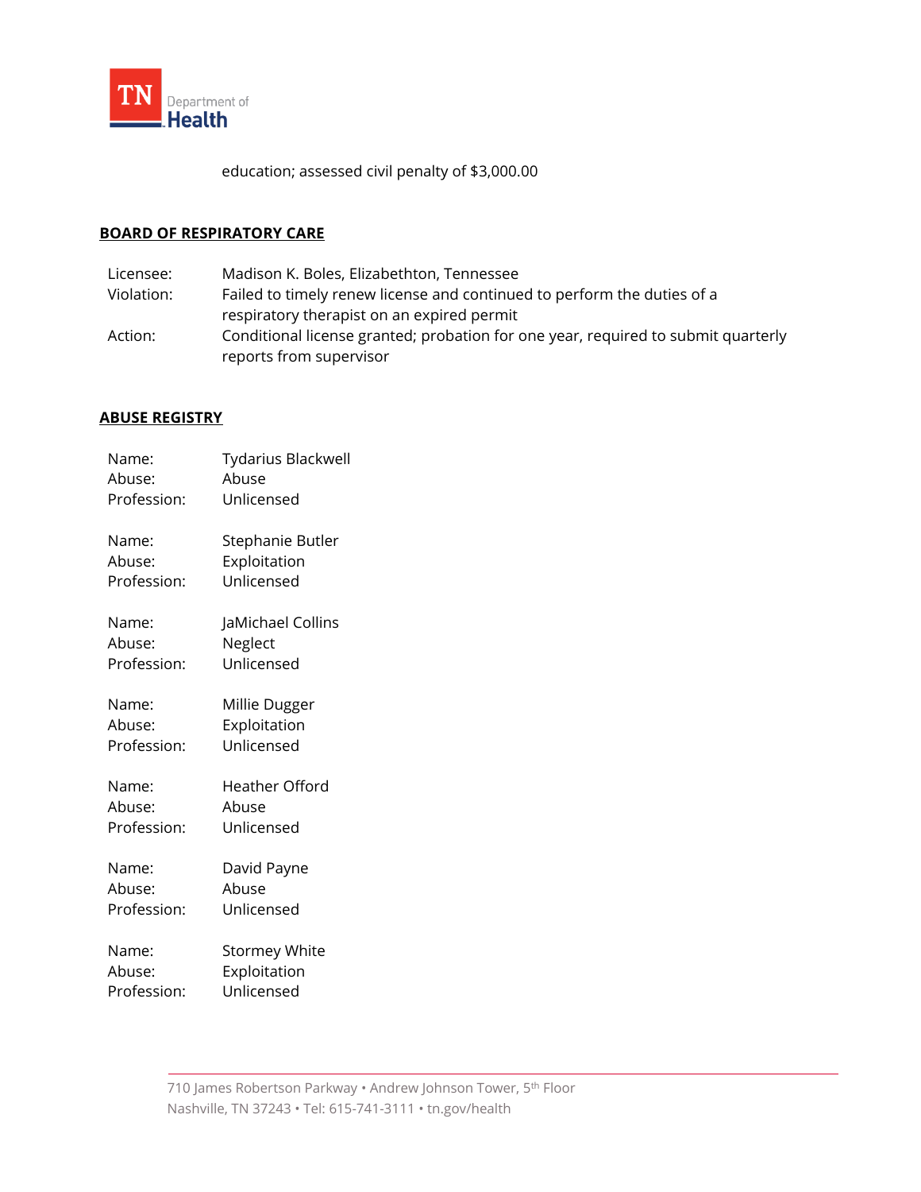education; assessed civil penalty of $3,000.00

**BOARD OF RESPIRATORY CARE**

Licensee: Madison K. Boles, Elizabethton, Tennessee
Violation: Failed to timely renew license and continued to perform the duties of a respiratory therapist on an expired permit
Action: Conditional license granted; probation for one year, required to submit quarterly reports from supervisor

**ABUSE REGISTRY**

Name: Tydarius Blackwell
Abuse: Abuse
Profession: Unlicensed

Name: Stephanie Butler
Abuse: Exploitation
Profession: Unlicensed

Name: JaMichael Collins
Abuse: Neglect
Profession: Unlicensed

Name: Millie Dugger
Abuse: Exploitation
Profession: Unlicensed

Name: Heather Offord
Abuse: Abuse
Profession: Unlicensed

Name: David Payne
Abuse: Abuse
Profession: Unlicensed

Name: Stormey White
Abuse: Exploitation
Profession: Unlicensed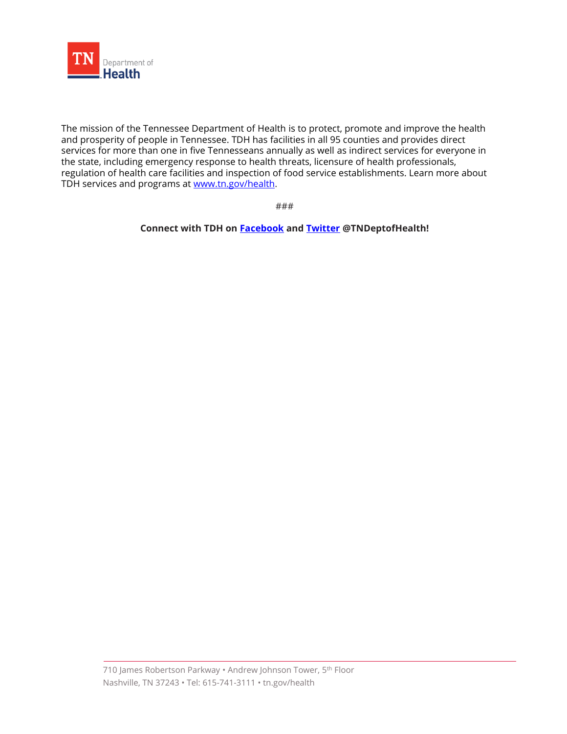The mission of the Tennessee Department of Health is to protect, promote and improve the health and prosperity of people in Tennessee. TDH has facilities in all 95 counties and provides direct services for more than one in five Tennesseans annually as well as indirect services for everyone in the state, including emergency response to health threats, licensure of health professionals, regulation of health care facilities and inspection of food service establishments. Learn more about TDH services and programs at www.tn.gov/health.

###

**Connect with TDH on Facebook and Twitter @TNDeptofHealth!**